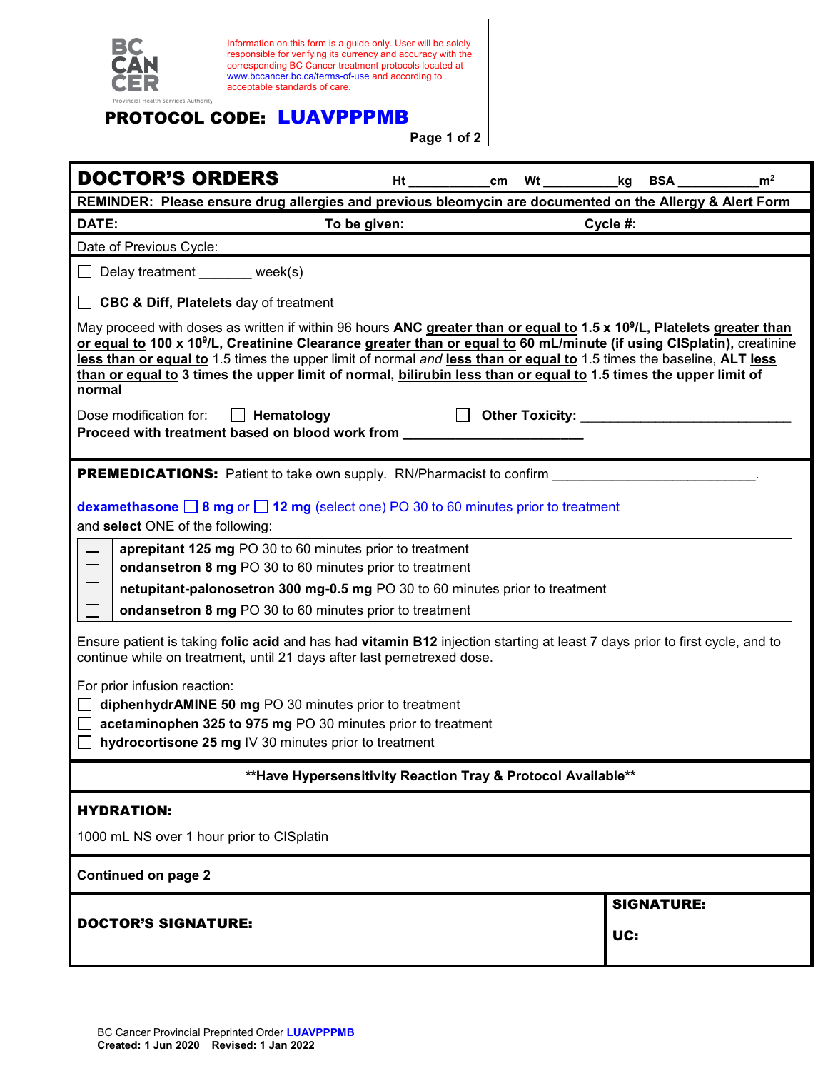BC CANCER

Provincial Health Services Authority

Information on this form is a guide only. User will be solely responsible for verifying its currency and accuracy with the corresponding BC Cancer treatment protocols located at www.bccancer.bc.ca/terms-of-use and according to acceptable standards of care.

**PROTOCOL CODE: LUAVPPPMB**

# DOCTOR'S ORDERS

Ht ___________cm Wt __________kg BSA ___________$m^2$

**REMINDER: Please ensure drug allergies and previous bleomycin are documented on the Allergy & Alert Form**

**DATE:** **To be given:** **Cycle #:**

Date of Previous Cycle:

☐ Delay treatment _______ week(s)

☐ **CBC & Diff, Platelets** day of treatment

May proceed with doses as written if within 96 hours **ANC greater than or equal to 1.5 x $10^9$/L, Platelets greater than or equal to 100 x $10^9$/L, Creatinine Clearance greater than or equal to 60 mL/minute (if using CISplatin),** creatinine **less than or equal to** 1.5 times the upper limit of normal *and* **less than or equal to** 1.5 times the baseline, **ALT less than or equal to 3 times the upper limit of normal, bilirubin less than or equal to 1.5 times the upper limit of normal**

Dose modification for: ☐ **Hematology** ☐ **Other Toxicity:** ____________________________

**Proceed with treatment based on blood work from** ______________________

**PREMEDICATIONS:** Patient to take own supply. RN/Pharmacist to confirm ___________________________.

**dexamethasone** ☐ **8 mg** or ☐ **12 mg** (select one) PO 30 to 60 minutes prior to treatment

and **select** ONE of the following:

| | |
|---|---|
| ☐ | **aprepitant 125 mg** PO 30 to 60 minutes prior to treatment<br>**ondansetron 8 mg** PO 30 to 60 minutes prior to treatment |
| ☐ | **netupitant-palonosetron 300 mg-0.5 mg** PO 30 to 60 minutes prior to treatment |
| ☐ | **ondansetron 8 mg** PO 30 to 60 minutes prior to treatment |

Ensure patient is taking **folic acid** and has had **vitamin B12** injection starting at least 7 days prior to first cycle, and to continue while on treatment, until 21 days after last pemetrexed dose.

For prior infusion reaction:

☐ **diphenhydrAMINE 50 mg** PO 30 minutes prior to treatment

☐ **acetaminophen 325 to 975 mg** PO 30 minutes prior to treatment

☐ **hydrocortisone 25 mg** IV 30 minutes prior to treatment

**\*\*Have Hypersensitivity Reaction Tray & Protocol Available\*\***

**HYDRATION:**

1000 mL NS over 1 hour prior to CISplatin

**Continued on page 2**

| **DOCTOR'S SIGNATURE:** | **SIGNATURE:**<br><br>**UC:** |
|---|---|

BC Cancer Provincial Preprinted Order **LUAVPPPMB**
**Created: 1 Jun 2020 Revised: 1 Jan 2022**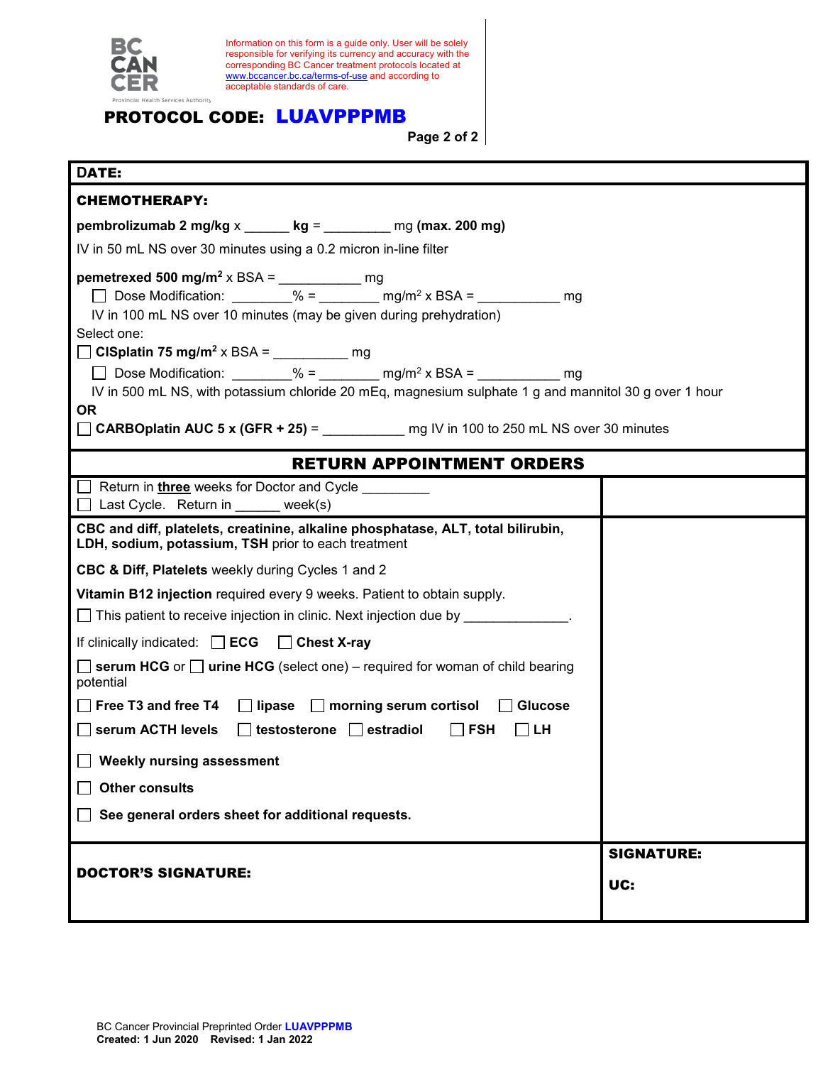Information on this form is a guide only. User will be solely responsible for verifying its currency and accuracy with the corresponding BC Cancer treatment protocols located at www.bccancer.bc.ca/terms-of-use and according to acceptable standards of care.

**PROTOCOL CODE: LUAVPPPMB**

**DATE:**

**CHEMOTHERAPY:**

**pembrolizumab 2 mg/kg** x ______ **kg** = _________ mg **(max. 200 mg)**

IV in 50 mL NS over 30 minutes using a 0.2 micron in-line filter

**pemetrexed 500 mg/m²** x BSA = ___________ mg

☐ Dose Modification: ________% = ________ mg/m² x BSA = ___________ mg

IV in 100 mL NS over 10 minutes (may be given during prehydration)

Select one:

☐ **CISplatin 75 mg/m²** x BSA = __________ mg

☐ Dose Modification: ________% = ________ mg/m² x BSA = ___________ mg

IV in 500 mL NS, with potassium chloride 20 mEq, magnesium sulphate 1 g and mannitol 30 g over 1 hour

**OR**

☐ **CARBOplatin AUC 5 x (GFR + 25)** = ___________ mg IV in 100 to 250 mL NS over 30 minutes

## RETURN APPOINTMENT ORDERS

☐ Return in **three** weeks for Doctor and Cycle _________

☐ Last Cycle. Return in ______ week(s)

**CBC and diff, platelets, creatinine, alkaline phosphatase, ALT, total bilirubin, LDH, sodium, potassium, TSH** prior to each treatment

**CBC & Diff, Platelets** weekly during Cycles 1 and 2

**Vitamin B12 injection** required every 9 weeks. Patient to obtain supply.

☐ This patient to receive injection in clinic. Next injection due by ______________.

If clinically indicated: ☐ **ECG** ☐ **Chest X-ray**

☐ **serum HCG** or ☐ **urine HCG** (select one) – required for woman of child bearing potential

☐ **Free T3 and free T4** ☐ **lipase** ☐ **morning serum cortisol** ☐ **Glucose**

☐ **serum ACTH levels** ☐ **testosterone** ☐ **estradiol** ☐ **FSH** ☐ **LH**

☐ **Weekly nursing assessment**

☐ **Other consults**

☐ **See general orders sheet for additional requests.**

| | |
|---|---|
| **DOCTOR'S SIGNATURE:** | **SIGNATURE:**<br><br>**UC:** |

BC Cancer Provincial Preprinted Order LUAVPPPMB
**Created: 1 Jun 2020 Revised: 1 Jan 2022**